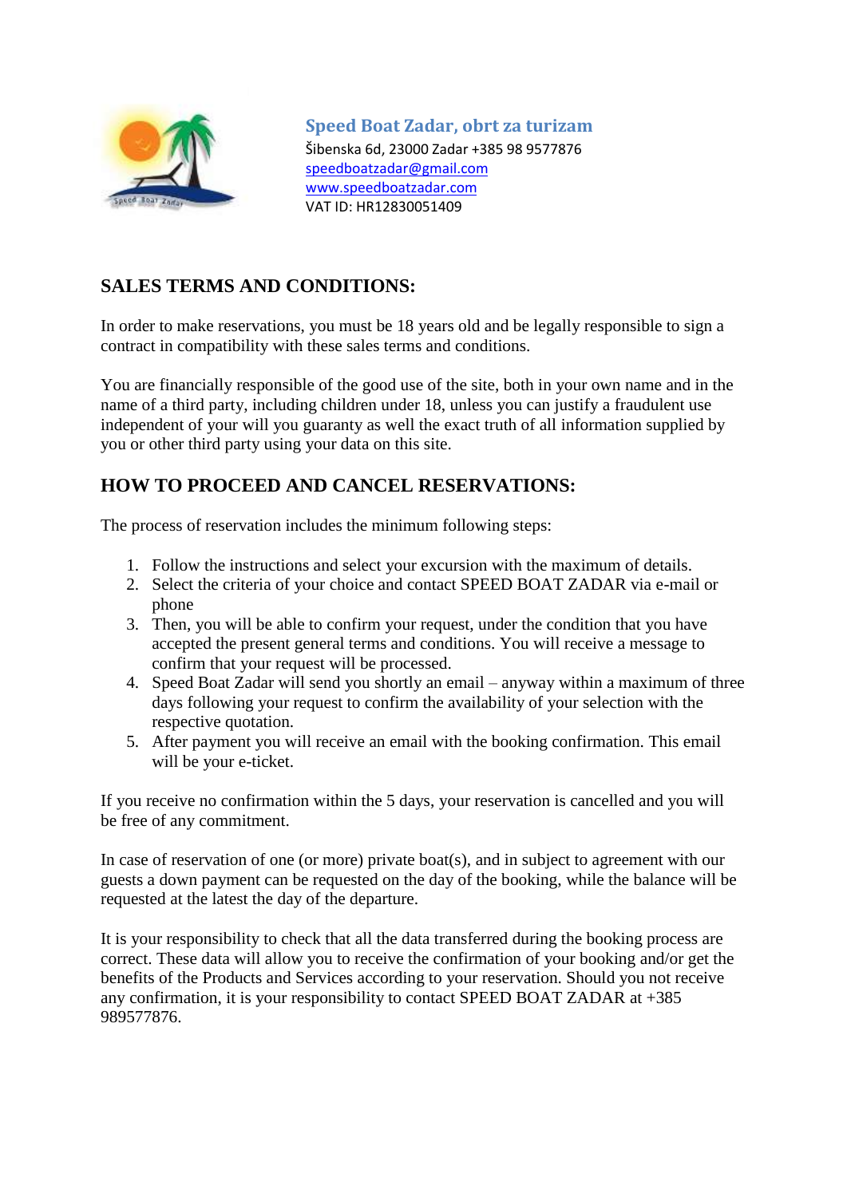**Speed Boat Zadar, obrt za turizam**
Šibenska 6d, 23000 Zadar +385 98 9577876
speedboatzadar@gmail.com
www.speedboatzadar.com
VAT ID: HR12830051409

## SALES TERMS AND CONDITIONS:

In order to make reservations, you must be 18 years old and be legally responsible to sign a contract in compatibility with these sales terms and conditions.

You are financially responsible of the good use of the site, both in your own name and in the name of a third party, including children under 18, unless you can justify a fraudulent use independent of your will you guaranty as well the exact truth of all information supplied by you or other third party using your data on this site.

## HOW TO PROCEED AND CANCEL RESERVATIONS:

The process of reservation includes the minimum following steps:

1. Follow the instructions and select your excursion with the maximum of details.
2. Select the criteria of your choice and contact SPEED BOAT ZADAR via e-mail or phone
3. Then, you will be able to confirm your request, under the condition that you have accepted the present general terms and conditions. You will receive a message to confirm that your request will be processed.
4. Speed Boat Zadar will send you shortly an email – anyway within a maximum of three days following your request to confirm the availability of your selection with the respective quotation.
5. After payment you will receive an email with the booking confirmation. This email will be your e-ticket.

If you receive no confirmation within the 5 days, your reservation is cancelled and you will be free of any commitment.

In case of reservation of one (or more) private boat(s), and in subject to agreement with our guests a down payment can be requested on the day of the booking, while the balance will be requested at the latest the day of the departure.

It is your responsibility to check that all the data transferred during the booking process are correct. These data will allow you to receive the confirmation of your booking and/or get the benefits of the Products and Services according to your reservation. Should you not receive any confirmation, it is your responsibility to contact SPEED BOAT ZADAR at +385 989577876.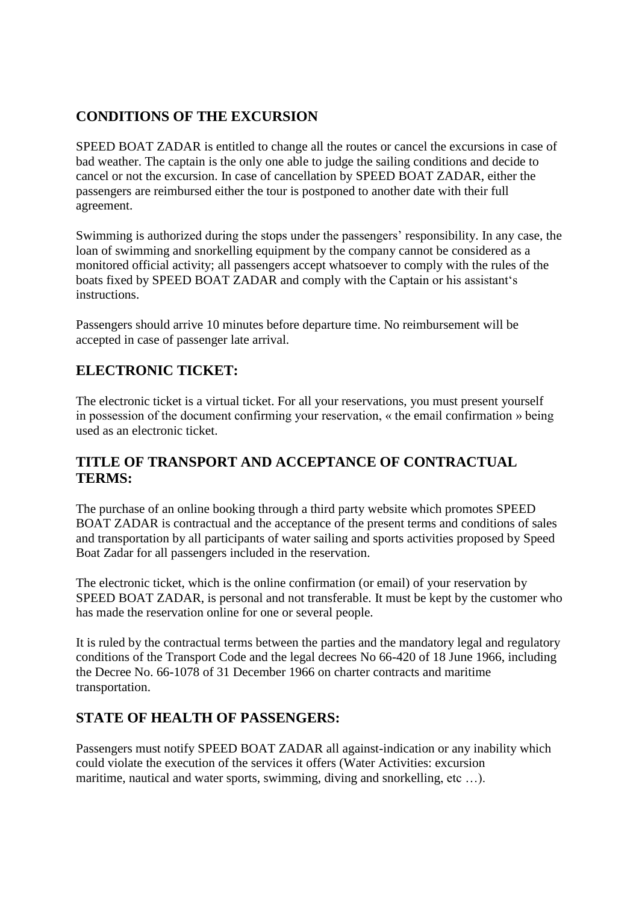## CONDITIONS OF THE EXCURSION

SPEED BOAT ZADAR is entitled to change all the routes or cancel the excursions in case of bad weather. The captain is the only one able to judge the sailing conditions and decide to cancel or not the excursion. In case of cancellation by SPEED BOAT ZADAR, either the passengers are reimbursed either the tour is postponed to another date with their full agreement.

Swimming is authorized during the stops under the passengers' responsibility. In any case, the loan of swimming and snorkelling equipment by the company cannot be considered as a monitored official activity; all passengers accept whatsoever to comply with the rules of the boats fixed by SPEED BOAT ZADAR and comply with the Captain or his assistant's instructions.

Passengers should arrive 10 minutes before departure time. No reimbursement will be accepted in case of passenger late arrival.

## ELECTRONIC TICKET:

The electronic ticket is a virtual ticket. For all your reservations, you must present yourself in possession of the document confirming your reservation, « the email confirmation » being used as an electronic ticket.

## TITLE OF TRANSPORT AND ACCEPTANCE OF CONTRACTUAL TERMS:

The purchase of an online booking through a third party website which promotes SPEED BOAT ZADAR is contractual and the acceptance of the present terms and conditions of sales and transportation by all participants of water sailing and sports activities proposed by Speed Boat Zadar for all passengers included in the reservation.

The electronic ticket, which is the online confirmation (or email) of your reservation by SPEED BOAT ZADAR, is personal and not transferable. It must be kept by the customer who has made the reservation online for one or several people.

It is ruled by the contractual terms between the parties and the mandatory legal and regulatory conditions of the Transport Code and the legal decrees No 66-420 of 18 June 1966, including the Decree No. 66-1078 of 31 December 1966 on charter contracts and maritime transportation.

## STATE OF HEALTH OF PASSENGERS:

Passengers must notify SPEED BOAT ZADAR all against-indication or any inability which could violate the execution of the services it offers (Water Activities: excursion maritime, nautical and water sports, swimming, diving and snorkelling, etc …).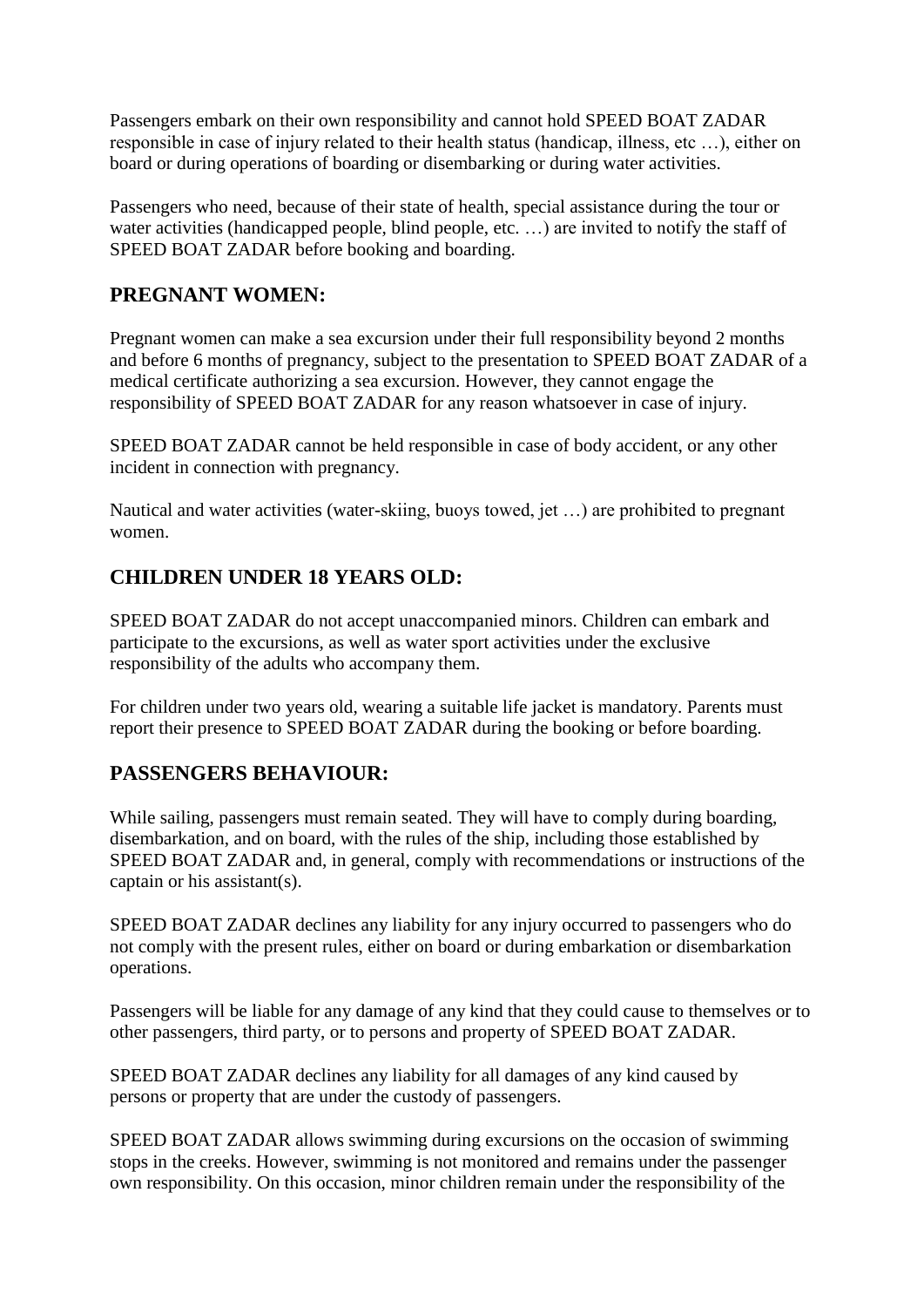Passengers embark on their own responsibility and cannot hold SPEED BOAT ZADAR responsible in case of injury related to their health status (handicap, illness, etc …), either on board or during operations of boarding or disembarking or during water activities.

Passengers who need, because of their state of health, special assistance during the tour or water activities (handicapped people, blind people, etc. …) are invited to notify the staff of SPEED BOAT ZADAR before booking and boarding.

## PREGNANT WOMEN:

Pregnant women can make a sea excursion under their full responsibility beyond 2 months and before 6 months of pregnancy, subject to the presentation to SPEED BOAT ZADAR of a medical certificate authorizing a sea excursion. However, they cannot engage the responsibility of SPEED BOAT ZADAR for any reason whatsoever in case of injury.

SPEED BOAT ZADAR cannot be held responsible in case of body accident, or any other incident in connection with pregnancy.

Nautical and water activities (water-skiing, buoys towed, jet …) are prohibited to pregnant women.

## CHILDREN UNDER 18 YEARS OLD:

SPEED BOAT ZADAR do not accept unaccompanied minors. Children can embark and participate to the excursions, as well as water sport activities under the exclusive responsibility of the adults who accompany them.

For children under two years old, wearing a suitable life jacket is mandatory. Parents must report their presence to SPEED BOAT ZADAR during the booking or before boarding.

## PASSENGERS BEHAVIOUR:

While sailing, passengers must remain seated. They will have to comply during boarding, disembarkation, and on board, with the rules of the ship, including those established by SPEED BOAT ZADAR and, in general, comply with recommendations or instructions of the captain or his assistant(s).

SPEED BOAT ZADAR declines any liability for any injury occurred to passengers who do not comply with the present rules, either on board or during embarkation or disembarkation operations.

Passengers will be liable for any damage of any kind that they could cause to themselves or to other passengers, third party, or to persons and property of SPEED BOAT ZADAR.

SPEED BOAT ZADAR declines any liability for all damages of any kind caused by persons or property that are under the custody of passengers.

SPEED BOAT ZADAR allows swimming during excursions on the occasion of swimming stops in the creeks. However, swimming is not monitored and remains under the passenger own responsibility. On this occasion, minor children remain under the responsibility of the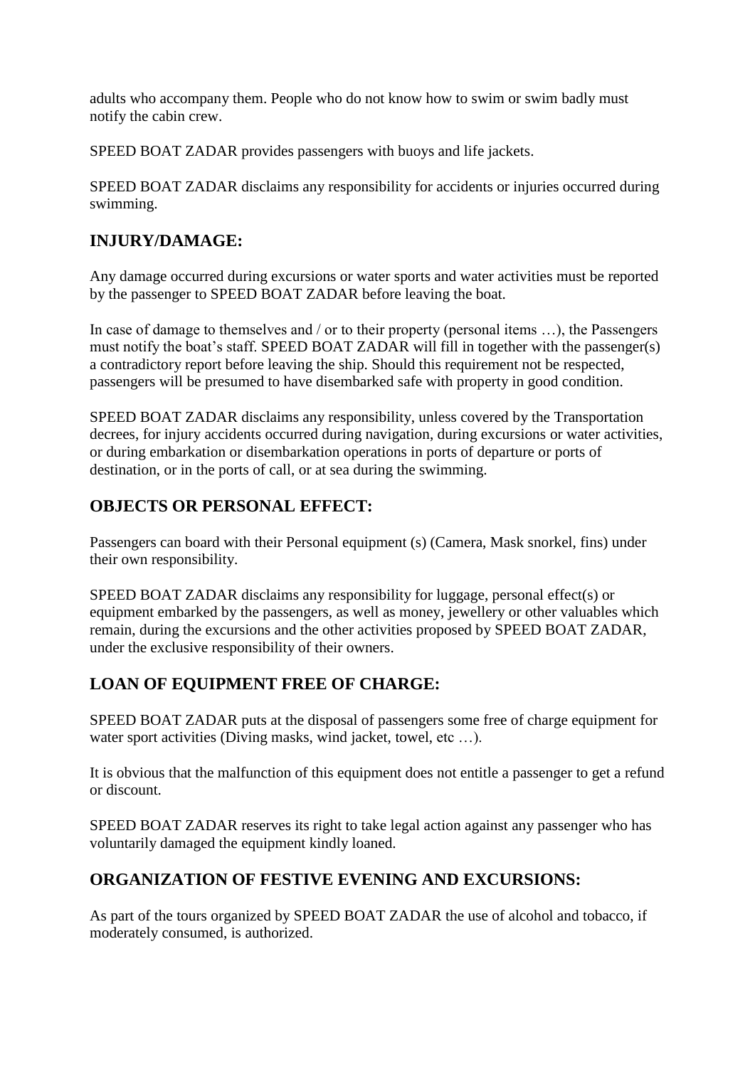adults who accompany them. People who do not know how to swim or swim badly must notify the cabin crew.

SPEED BOAT ZADAR provides passengers with buoys and life jackets.

SPEED BOAT ZADAR disclaims any responsibility for accidents or injuries occurred during swimming.

## INJURY/DAMAGE:

Any damage occurred during excursions or water sports and water activities must be reported by the passenger to SPEED BOAT ZADAR before leaving the boat.

In case of damage to themselves and / or to their property (personal items …), the Passengers must notify the boat's staff. SPEED BOAT ZADAR will fill in together with the passenger(s) a contradictory report before leaving the ship. Should this requirement not be respected, passengers will be presumed to have disembarked safe with property in good condition.

SPEED BOAT ZADAR disclaims any responsibility, unless covered by the Transportation decrees, for injury accidents occurred during navigation, during excursions or water activities, or during embarkation or disembarkation operations in ports of departure or ports of destination, or in the ports of call, or at sea during the swimming.

## OBJECTS OR PERSONAL EFFECT:

Passengers can board with their Personal equipment (s) (Camera, Mask snorkel, fins) under their own responsibility.

SPEED BOAT ZADAR disclaims any responsibility for luggage, personal effect(s) or equipment embarked by the passengers, as well as money, jewellery or other valuables which remain, during the excursions and the other activities proposed by SPEED BOAT ZADAR, under the exclusive responsibility of their owners.

## LOAN OF EQUIPMENT FREE OF CHARGE:

SPEED BOAT ZADAR puts at the disposal of passengers some free of charge equipment for water sport activities (Diving masks, wind jacket, towel, etc …).

It is obvious that the malfunction of this equipment does not entitle a passenger to get a refund or discount.

SPEED BOAT ZADAR reserves its right to take legal action against any passenger who has voluntarily damaged the equipment kindly loaned.

## ORGANIZATION OF FESTIVE EVENING AND EXCURSIONS:

As part of the tours organized by SPEED BOAT ZADAR the use of alcohol and tobacco, if moderately consumed, is authorized.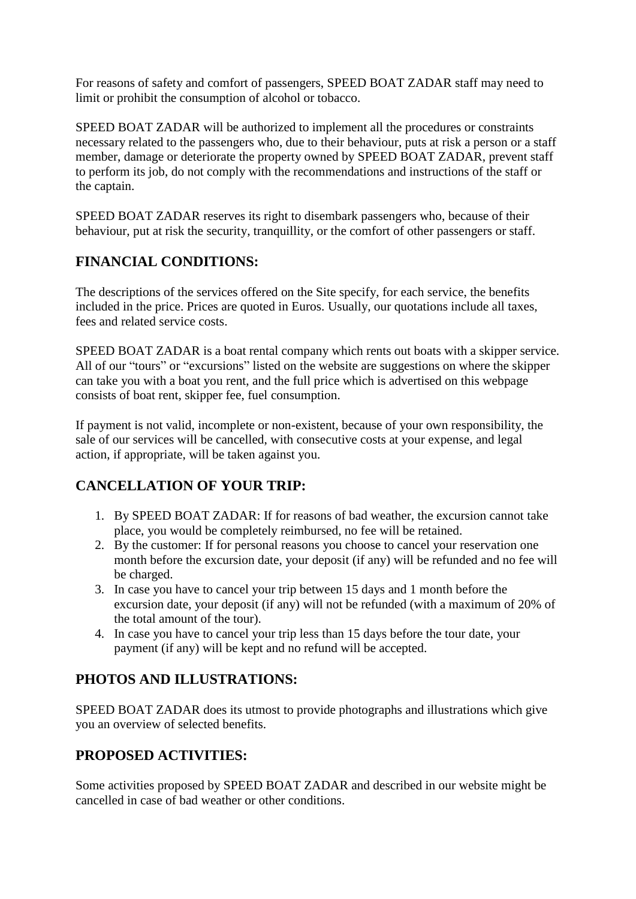For reasons of safety and comfort of passengers, SPEED BOAT ZADAR staff may need to limit or prohibit the consumption of alcohol or tobacco.

SPEED BOAT ZADAR will be authorized to implement all the procedures or constraints necessary related to the passengers who, due to their behaviour, puts at risk a person or a staff member, damage or deteriorate the property owned by SPEED BOAT ZADAR, prevent staff to perform its job, do not comply with the recommendations and instructions of the staff or the captain.

SPEED BOAT ZADAR reserves its right to disembark passengers who, because of their behaviour, put at risk the security, tranquillity, or the comfort of other passengers or staff.

## FINANCIAL CONDITIONS:

The descriptions of the services offered on the Site specify, for each service, the benefits included in the price. Prices are quoted in Euros. Usually, our quotations include all taxes, fees and related service costs.

SPEED BOAT ZADAR is a boat rental company which rents out boats with a skipper service. All of our "tours" or "excursions" listed on the website are suggestions on where the skipper can take you with a boat you rent, and the full price which is advertised on this webpage consists of boat rent, skipper fee, fuel consumption.

If payment is not valid, incomplete or non-existent, because of your own responsibility, the sale of our services will be cancelled, with consecutive costs at your expense, and legal action, if appropriate, will be taken against you.

## CANCELLATION OF YOUR TRIP:

1. By SPEED BOAT ZADAR: If for reasons of bad weather, the excursion cannot take place, you would be completely reimbursed, no fee will be retained.
2. By the customer: If for personal reasons you choose to cancel your reservation one month before the excursion date, your deposit (if any) will be refunded and no fee will be charged.
3. In case you have to cancel your trip between 15 days and 1 month before the excursion date, your deposit (if any) will not be refunded (with a maximum of 20% of the total amount of the tour).
4. In case you have to cancel your trip less than 15 days before the tour date, your payment (if any) will be kept and no refund will be accepted.

## PHOTOS AND ILLUSTRATIONS:

SPEED BOAT ZADAR does its utmost to provide photographs and illustrations which give you an overview of selected benefits.

## PROPOSED ACTIVITIES:

Some activities proposed by SPEED BOAT ZADAR and described in our website might be cancelled in case of bad weather or other conditions.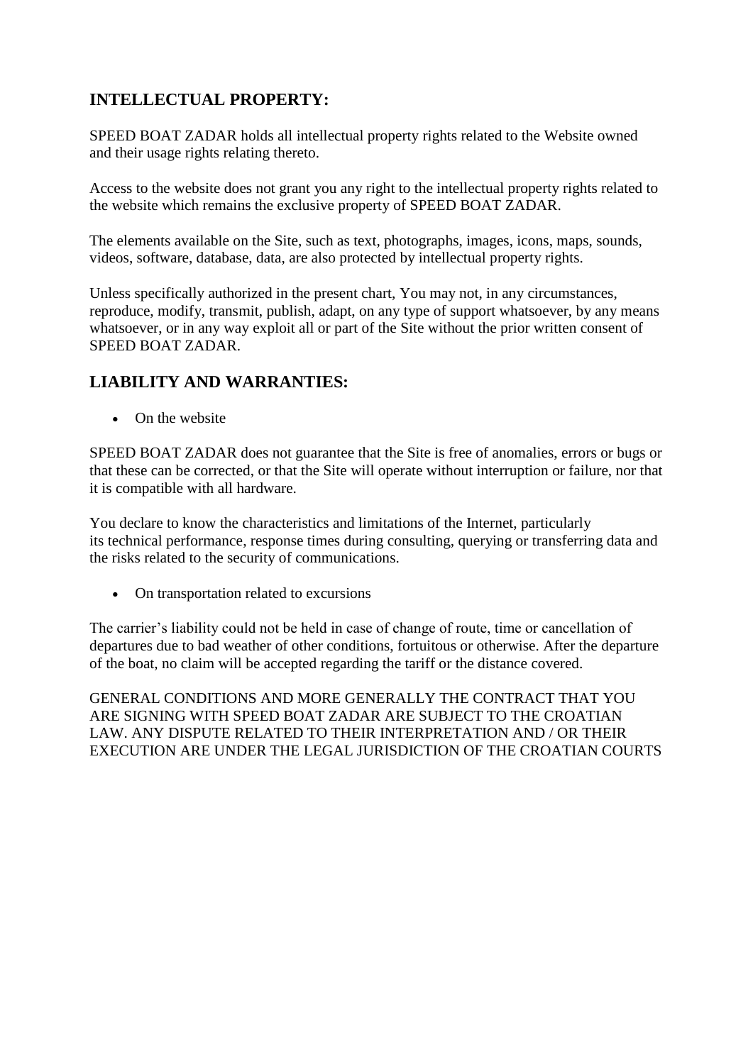## INTELLECTUAL PROPERTY:

SPEED BOAT ZADAR holds all intellectual property rights related to the Website owned and their usage rights relating thereto.

Access to the website does not grant you any right to the intellectual property rights related to the website which remains the exclusive property of SPEED BOAT ZADAR.

The elements available on the Site, such as text, photographs, images, icons, maps, sounds, videos, software, database, data, are also protected by intellectual property rights.

Unless specifically authorized in the present chart, You may not, in any circumstances, reproduce, modify, transmit, publish, adapt, on any type of support whatsoever, by any means whatsoever, or in any way exploit all or part of the Site without the prior written consent of SPEED BOAT ZADAR.

## LIABILITY AND WARRANTIES:

- On the website

SPEED BOAT ZADAR does not guarantee that the Site is free of anomalies, errors or bugs or that these can be corrected, or that the Site will operate without interruption or failure, nor that it is compatible with all hardware.

You declare to know the characteristics and limitations of the Internet, particularly its technical performance, response times during consulting, querying or transferring data and the risks related to the security of communications.

- On transportation related to excursions

The carrier's liability could not be held in case of change of route, time or cancellation of departures due to bad weather of other conditions, fortuitous or otherwise. After the departure of the boat, no claim will be accepted regarding the tariff or the distance covered.

GENERAL CONDITIONS AND MORE GENERALLY THE CONTRACT THAT YOU ARE SIGNING WITH SPEED BOAT ZADAR ARE SUBJECT TO THE CROATIAN LAW. ANY DISPUTE RELATED TO THEIR INTERPRETATION AND / OR THEIR EXECUTION ARE UNDER THE LEGAL JURISDICTION OF THE CROATIAN COURTS